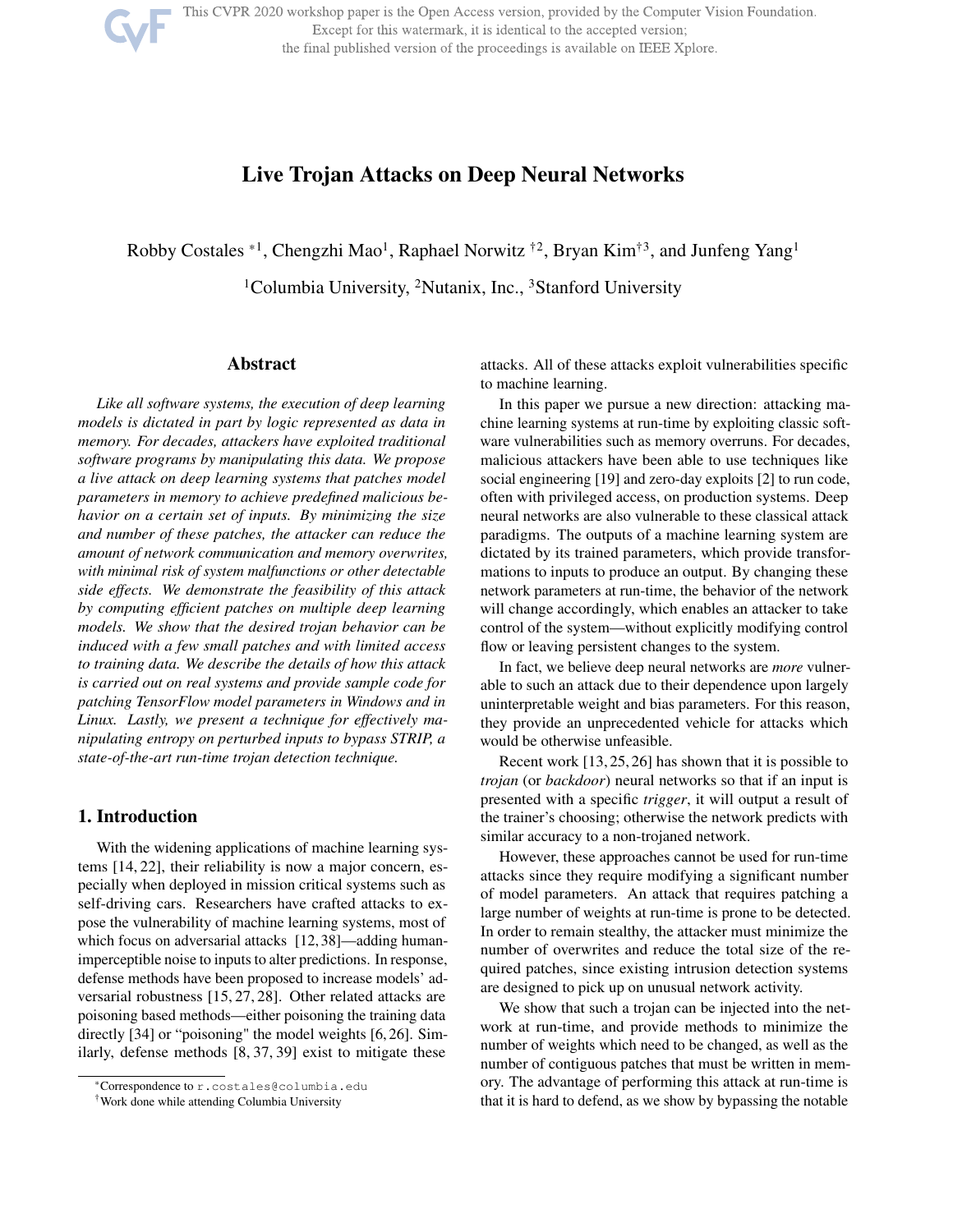# Live Trojan Attacks on Deep Neural Networks

Robby Costales *[1], Chengzhi Mao[1], Raphael Norwitz †[2], Bryan Kim†[3], and Junfeng Yang[1]

[1]Columbia University, [2]Nutanix, Inc., [3]Stanford University

## Abstract

*Like all software systems, the execution of deep learning models is dictated in part by logic represented as data in memory. For decades, attackers have exploited traditional software programs by manipulating this data. We propose a live attack on deep learning systems that patches model parameters in memory to achieve predefined malicious behavior on a certain set of inputs. By minimizing the size and number of these patches, the attacker can reduce the amount of network communication and memory overwrites, with minimal risk of system malfunctions or other detectable side effects. We demonstrate the feasibility of this attack by computing efficient patches on multiple deep learning models. We show that the desired trojan behavior can be induced with a few small patches and with limited access to training data. We describe the details of how this attack is carried out on real systems and provide sample code for patching TensorFlow model parameters in Windows and in Linux. Lastly, we present a technique for effectively manipulating entropy on perturbed inputs to bypass STRIP, a state-of-the-art run-time trojan detection technique.*

## 1. Introduction

With the widening applications of machine learning systems [14, 22], their reliability is now a major concern, especially when deployed in mission critical systems such as self-driving cars. Researchers have crafted attacks to expose the vulnerability of machine learning systems, most of which focus on adversarial attacks [12, 38]—adding human-imperceptible noise to inputs to alter predictions. In response, defense methods have been proposed to increase models' adversarial robustness [15, 27, 28]. Other related attacks are poisoning based methods—either poisoning the training data directly [34] or "poisoning" the model weights [6, 26]. Similarly, defense methods [8, 37, 39] exist to mitigate these attacks. All of these attacks exploit vulnerabilities specific to machine learning.

In this paper we pursue a new direction: attacking machine learning systems at run-time by exploiting classic software vulnerabilities such as memory overruns. For decades, malicious attackers have been able to use techniques like social engineering [19] and zero-day exploits [2] to run code, often with privileged access, on production systems. Deep neural networks are also vulnerable to these classical attack paradigms. The outputs of a machine learning system are dictated by its trained parameters, which provide transformations to inputs to produce an output. By changing these network parameters at run-time, the behavior of the network will change accordingly, which enables an attacker to take control of the system—without explicitly modifying control flow or leaving persistent changes to the system.

In fact, we believe deep neural networks are *more* vulnerable to such an attack due to their dependence upon largely uninterpretable weight and bias parameters. For this reason, they provide an unprecedented vehicle for attacks which would be otherwise unfeasible.

Recent work [13, 25, 26] has shown that it is possible to *trojan* (or *backdoor*) neural networks so that if an input is presented with a specific *trigger*, it will output a result of the trainer's choosing; otherwise the network predicts with similar accuracy to a non-trojaned network.

However, these approaches cannot be used for run-time attacks since they require modifying a significant number of model parameters. An attack that requires patching a large number of weights at run-time is prone to be detected. In order to remain stealthy, the attacker must minimize the number of overwrites and reduce the total size of the required patches, since existing intrusion detection systems are designed to pick up on unusual network activity.

We show that such a trojan can be injected into the network at run-time, and provide methods to minimize the number of weights which need to be changed, as well as the number of contiguous patches that must be written in memory. The advantage of performing this attack at run-time is that it is hard to defend, as we show by bypassing the notable

*Correspondence to r.costales@columbia.edu

†Work done while attending Columbia University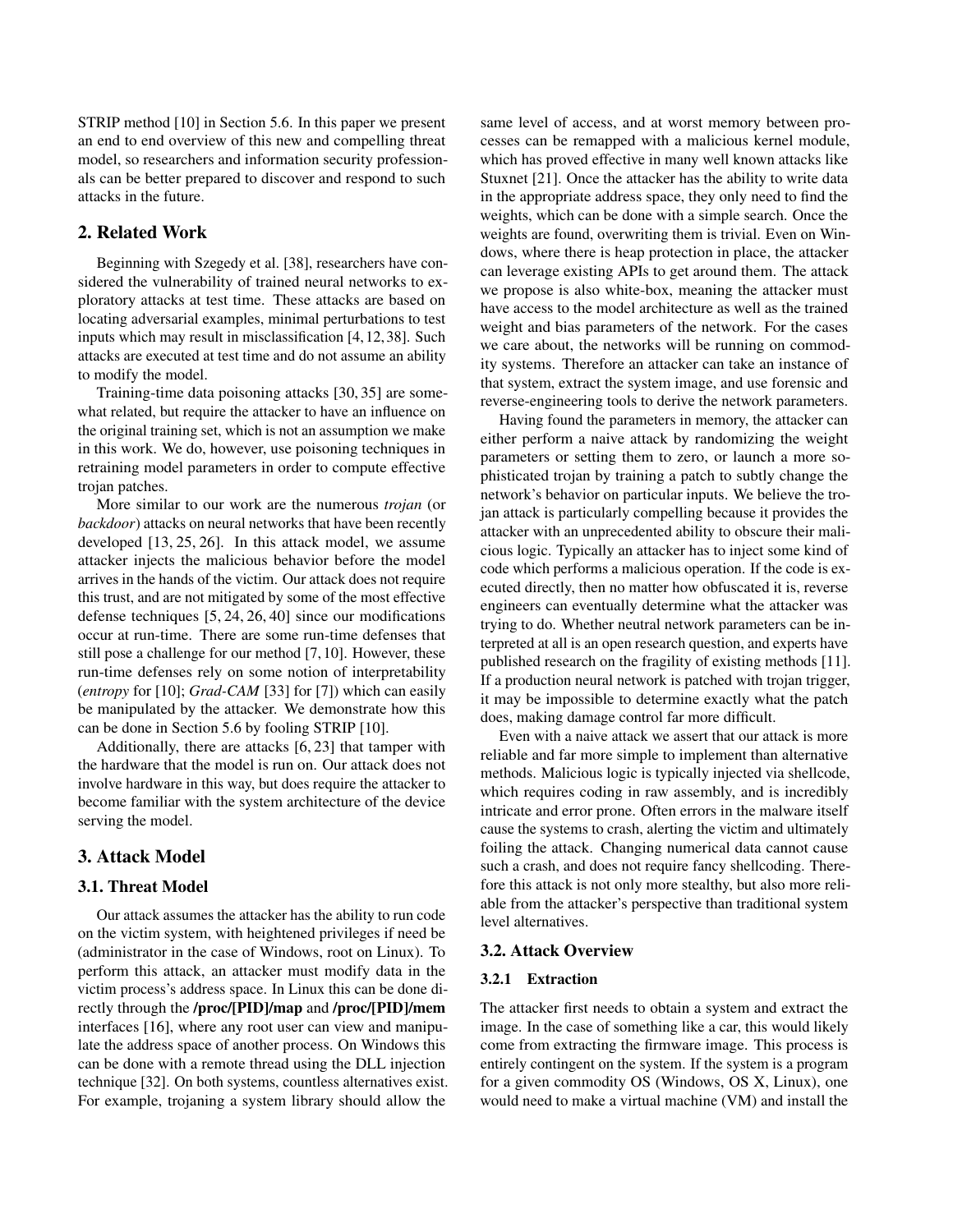STRIP method [10] in Section 5.6. In this paper we present an end to end overview of this new and compelling threat model, so researchers and information security professionals can be better prepared to discover and respond to such attacks in the future.

## 2. Related Work

Beginning with Szegedy et al. [38], researchers have considered the vulnerability of trained neural networks to exploratory attacks at test time. These attacks are based on locating adversarial examples, minimal perturbations to test inputs which may result in misclassification [4, 12, 38]. Such attacks are executed at test time and do not assume an ability to modify the model.

Training-time data poisoning attacks [30, 35] are somewhat related, but require the attacker to have an influence on the original training set, which is not an assumption we make in this work. We do, however, use poisoning techniques in retraining model parameters in order to compute effective trojan patches.

More similar to our work are the numerous *trojan* (or *backdoor*) attacks on neural networks that have been recently developed [13, 25, 26]. In this attack model, we assume attacker injects the malicious behavior before the model arrives in the hands of the victim. Our attack does not require this trust, and are not mitigated by some of the most effective defense techniques [5, 24, 26, 40] since our modifications occur at run-time. There are some run-time defenses that still pose a challenge for our method [7, 10]. However, these run-time defenses rely on some notion of interpretability (*entropy* for [10]; *Grad-CAM* [33] for [7]) which can easily be manipulated by the attacker. We demonstrate how this can be done in Section 5.6 by fooling STRIP [10].

Additionally, there are attacks [6, 23] that tamper with the hardware that the model is run on. Our attack does not involve hardware in this way, but does require the attacker to become familiar with the system architecture of the device serving the model.

## 3. Attack Model

### 3.1. Threat Model

Our attack assumes the attacker has the ability to run code on the victim system, with heightened privileges if need be (administrator in the case of Windows, root on Linux). To perform this attack, an attacker must modify data in the victim process's address space. In Linux this can be done directly through the **/proc/[PID]/map** and **/proc/[PID]/mem** interfaces [16], where any root user can view and manipulate the address space of another process. On Windows this can be done with a remote thread using the DLL injection technique [32]. On both systems, countless alternatives exist. For example, trojaning a system library should allow the same level of access, and at worst memory between processes can be remapped with a malicious kernel module, which has proved effective in many well known attacks like Stuxnet [21]. Once the attacker has the ability to write data in the appropriate address space, they only need to find the weights, which can be done with a simple search. Once the weights are found, overwriting them is trivial. Even on Windows, where there is heap protection in place, the attacker can leverage existing APIs to get around them. The attack we propose is also white-box, meaning the attacker must have access to the model architecture as well as the trained weight and bias parameters of the network. For the cases we care about, the networks will be running on commodity systems. Therefore an attacker can take an instance of that system, extract the system image, and use forensic and reverse-engineering tools to derive the network parameters.

Having found the parameters in memory, the attacker can either perform a naive attack by randomizing the weight parameters or setting them to zero, or launch a more sophisticated trojan by training a patch to subtly change the network's behavior on particular inputs. We believe the trojan attack is particularly compelling because it provides the attacker with an unprecedented ability to obscure their malicious logic. Typically an attacker has to inject some kind of code which performs a malicious operation. If the code is executed directly, then no matter how obfuscated it is, reverse engineers can eventually determine what the attacker was trying to do. Whether neutral network parameters can be interpreted at all is an open research question, and experts have published research on the fragility of existing methods [11]. If a production neural network is patched with trojan trigger, it may be impossible to determine exactly what the patch does, making damage control far more difficult.

Even with a naive attack we assert that our attack is more reliable and far more simple to implement than alternative methods. Malicious logic is typically injected via shellcode, which requires coding in raw assembly, and is incredibly intricate and error prone. Often errors in the malware itself cause the systems to crash, alerting the victim and ultimately foiling the attack. Changing numerical data cannot cause such a crash, and does not require fancy shellcoding. Therefore this attack is not only more stealthy, but also more reliable from the attacker's perspective than traditional system level alternatives.

### 3.2. Attack Overview

#### 3.2.1 Extraction

The attacker first needs to obtain a system and extract the image. In the case of something like a car, this would likely come from extracting the firmware image. This process is entirely contingent on the system. If the system is a program for a given commodity OS (Windows, OS X, Linux), one would need to make a virtual machine (VM) and install the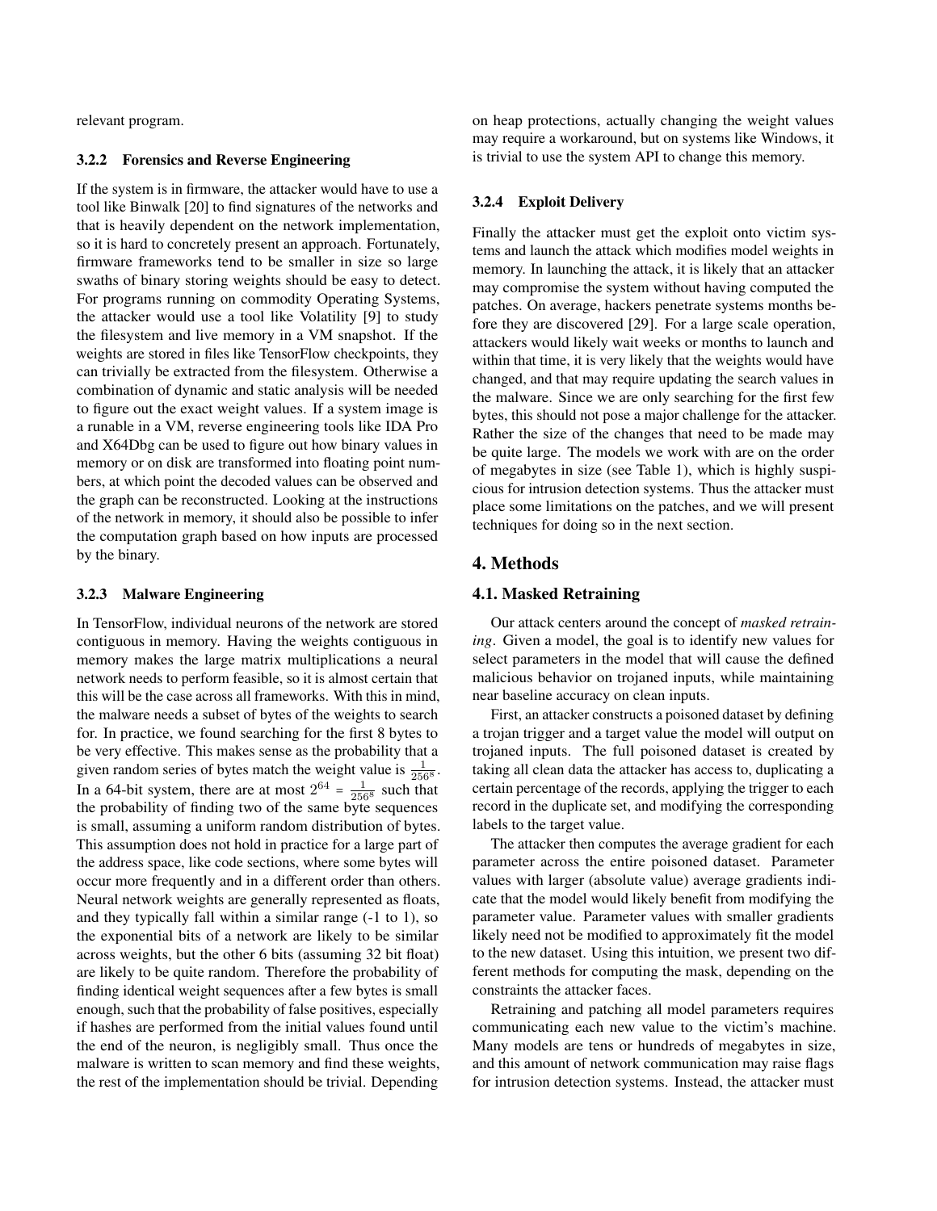relevant program.

### 3.2.2 Forensics and Reverse Engineering

If the system is in firmware, the attacker would have to use a tool like Binwalk [20] to find signatures of the networks and that is heavily dependent on the network implementation, so it is hard to concretely present an approach. Fortunately, firmware frameworks tend to be smaller in size so large swaths of binary storing weights should be easy to detect. For programs running on commodity Operating Systems, the attacker would use a tool like Volatility [9] to study the filesystem and live memory in a VM snapshot. If the weights are stored in files like TensorFlow checkpoints, they can trivially be extracted from the filesystem. Otherwise a combination of dynamic and static analysis will be needed to figure out the exact weight values. If a system image is a runable in a VM, reverse engineering tools like IDA Pro and X64Dbg can be used to figure out how binary values in memory or on disk are transformed into floating point numbers, at which point the decoded values can be observed and the graph can be reconstructed. Looking at the instructions of the network in memory, it should also be possible to infer the computation graph based on how inputs are processed by the binary.

### 3.2.3 Malware Engineering

In TensorFlow, individual neurons of the network are stored contiguous in memory. Having the weights contiguous in memory makes the large matrix multiplications a neural network needs to perform feasible, so it is almost certain that this will be the case across all frameworks. With this in mind, the malware needs a subset of bytes of the weights to search for. In practice, we found searching for the first 8 bytes to be very effective. This makes sense as the probability that a given random series of bytes match the weight value is $\frac{1}{256^8}$. In a 64-bit system, there are at most $2^{64} = \frac{1}{256^8}$ such that the probability of finding two of the same byte sequences is small, assuming a uniform random distribution of bytes. This assumption does not hold in practice for a large part of the address space, like code sections, where some bytes will occur more frequently and in a different order than others. Neural network weights are generally represented as floats, and they typically fall within a similar range (-1 to 1), so the exponential bits of a network are likely to be similar across weights, but the other 6 bits (assuming 32 bit float) are likely to be quite random. Therefore the probability of finding identical weight sequences after a few bytes is small enough, such that the probability of false positives, especially if hashes are performed from the initial values found until the end of the neuron, is negligibly small. Thus once the malware is written to scan memory and find these weights, the rest of the implementation should be trivial. Depending on heap protections, actually changing the weight values may require a workaround, but on systems like Windows, it is trivial to use the system API to change this memory.

### 3.2.4 Exploit Delivery

Finally the attacker must get the exploit onto victim systems and launch the attack which modifies model weights in memory. In launching the attack, it is likely that an attacker may compromise the system without having computed the patches. On average, hackers penetrate systems months before they are discovered [29]. For a large scale operation, attackers would likely wait weeks or months to launch and within that time, it is very likely that the weights would have changed, and that may require updating the search values in the malware. Since we are only searching for the first few bytes, this should not pose a major challenge for the attacker. Rather the size of the changes that need to be made may be quite large. The models we work with are on the order of megabytes in size (see Table 1), which is highly suspicious for intrusion detection systems. Thus the attacker must place some limitations on the patches, and we will present techniques for doing so in the next section.

## 4. Methods

### 4.1. Masked Retraining

Our attack centers around the concept of *masked retraining*. Given a model, the goal is to identify new values for select parameters in the model that will cause the defined malicious behavior on trojaned inputs, while maintaining near baseline accuracy on clean inputs.

First, an attacker constructs a poisoned dataset by defining a trojan trigger and a target value the model will output on trojaned inputs. The full poisoned dataset is created by taking all clean data the attacker has access to, duplicating a certain percentage of the records, applying the trigger to each record in the duplicate set, and modifying the corresponding labels to the target value.

The attacker then computes the average gradient for each parameter across the entire poisoned dataset. Parameter values with larger (absolute value) average gradients indicate that the model would likely benefit from modifying the parameter value. Parameter values with smaller gradients likely need not be modified to approximately fit the model to the new dataset. Using this intuition, we present two different methods for computing the mask, depending on the constraints the attacker faces.

Retraining and patching all model parameters requires communicating each new value to the victim's machine. Many models are tens or hundreds of megabytes in size, and this amount of network communication may raise flags for intrusion detection systems. Instead, the attacker must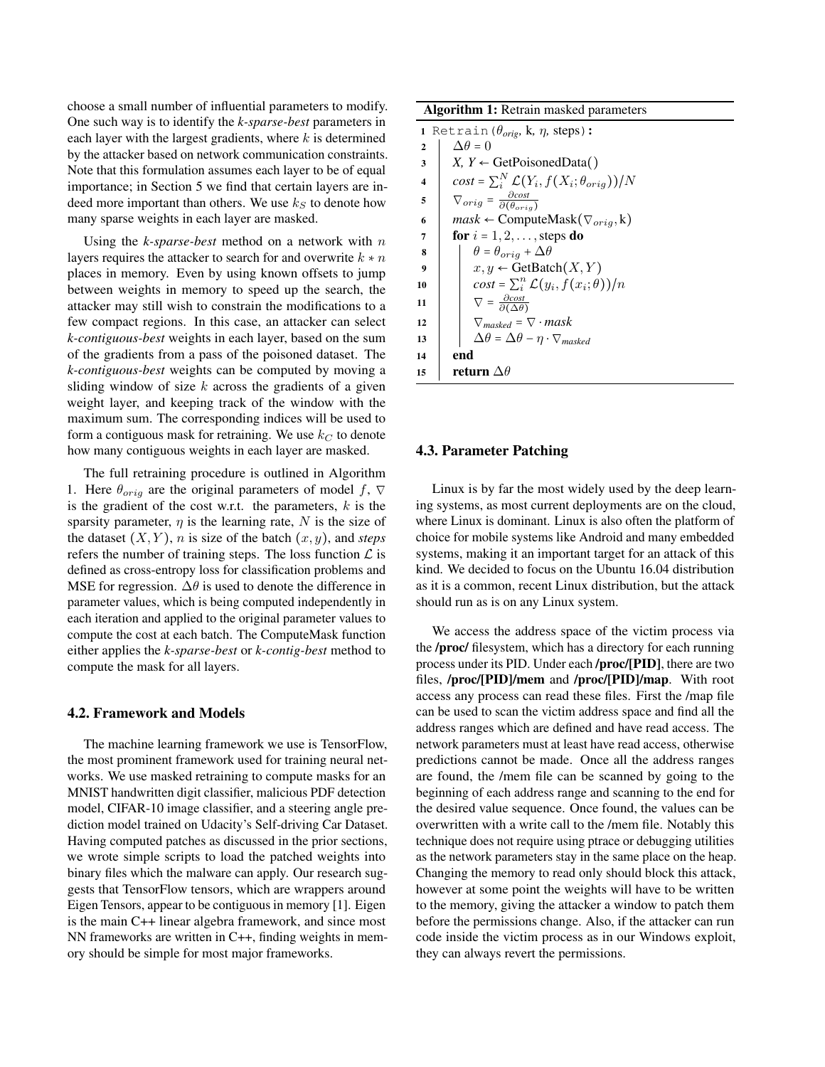choose a small number of influential parameters to modify. One such way is to identify the *k-sparse-best* parameters in each layer with the largest gradients, where $k$ is determined by the attacker based on network communication constraints. Note that this formulation assumes each layer to be of equal importance; in Section 5 we find that certain layers are indeed more important than others. We use $k_S$ to denote how many sparse weights in each layer are masked.

Using the *k-sparse-best* method on a network with $n$ layers requires the attacker to search for and overwrite $k * n$ places in memory. Even by using known offsets to jump between weights in memory to speed up the search, the attacker may still wish to constrain the modifications to a few compact regions. In this case, an attacker can select *k-contiguous-best* weights in each layer, based on the sum of the gradients from a pass of the poisoned dataset. The *k-contiguous-best* weights can be computed by moving a sliding window of size $k$ across the gradients of a given weight layer, and keeping track of the window with the maximum sum. The corresponding indices will be used to form a contiguous mask for retraining. We use $k_C$ to denote how many contiguous weights in each layer are masked.

The full retraining procedure is outlined in Algorithm 1. Here $\theta_{orig}$ are the original parameters of model $f$, $\nabla$ is the gradient of the cost w.r.t. the parameters, $k$ is the sparsity parameter, $\eta$ is the learning rate, $N$ is the size of the dataset $(X, Y)$, $n$ is size of the batch $(x, y)$, and *steps* refers the number of training steps. The loss function $\mathcal{L}$ is defined as cross-entropy loss for classification problems and MSE for regression. $\Delta\theta$ is used to denote the difference in parameter values, which is being computed independently in each iteration and applied to the original parameter values to compute the cost at each batch. The ComputeMask function either applies the *k-sparse-best* or *k-contig-best* method to compute the mask for all layers.

### 4.2. Framework and Models

The machine learning framework we use is TensorFlow, the most prominent framework used for training neural networks. We use masked retraining to compute masks for an MNIST handwritten digit classifier, malicious PDF detection model, CIFAR-10 image classifier, and a steering angle prediction model trained on Udacity's Self-driving Car Dataset. Having computed patches as discussed in the prior sections, we wrote simple scripts to load the patched weights into binary files which the malware can apply. Our research suggests that TensorFlow tensors, which are wrappers around Eigen Tensors, appear to be contiguous in memory [1]. Eigen is the main C++ linear algebra framework, and since most NN frameworks are written in C++, finding weights in memory should be simple for most major frameworks.

**Algorithm 1:** Retrain masked parameters

```
1  Retrain(θ_orig, k, η, steps):
2      Δθ = 0
3      X, Y ← GetPoisonedData()
4      cost = Σ_i^N L(Y_i, f(X_i; θ_orig))/N
5      ∇_orig = ∂cost / ∂(θ_orig)
6      mask ← ComputeMask(∇_orig, k)
7      for i = 1, 2, ..., steps do
8          θ = θ_orig + Δθ
9          x, y ← GetBatch(X, Y)
10         cost = Σ_i^n L(y_i, f(x_i; θ))/n
11         ∇ = ∂cost / ∂(Δθ)
12         ∇_masked = ∇ · mask
13         Δθ = Δθ − η · ∇_masked
14     end
15     return Δθ
```

### 4.3. Parameter Patching

Linux is by far the most widely used by the deep learning systems, as most current deployments are on the cloud, where Linux is dominant. Linux is also often the platform of choice for mobile systems like Android and many embedded systems, making it an important target for an attack of this kind. We decided to focus on the Ubuntu 16.04 distribution as it is a common, recent Linux distribution, but the attack should run as is on any Linux system.

We access the address space of the victim process via the **/proc/** filesystem, which has a directory for each running process under its PID. Under each **/proc/[PID]**, there are two files, **/proc/[PID]/mem** and **/proc/[PID]/map**. With root access any process can read these files. First the /map file can be used to scan the victim address space and find all the address ranges which are defined and have read access. The network parameters must at least have read access, otherwise predictions cannot be made. Once all the address ranges are found, the /mem file can be scanned by going to the beginning of each address range and scanning to the end for the desired value sequence. Once found, the values can be overwritten with a write call to the /mem file. Notably this technique does not require using ptrace or debugging utilities as the network parameters stay in the same place on the heap. Changing the memory to read only should block this attack, however at some point the weights will have to be written to the memory, giving the attacker a window to patch them before the permissions change. Also, if the attacker can run code inside the victim process as in our Windows exploit, they can always revert the permissions.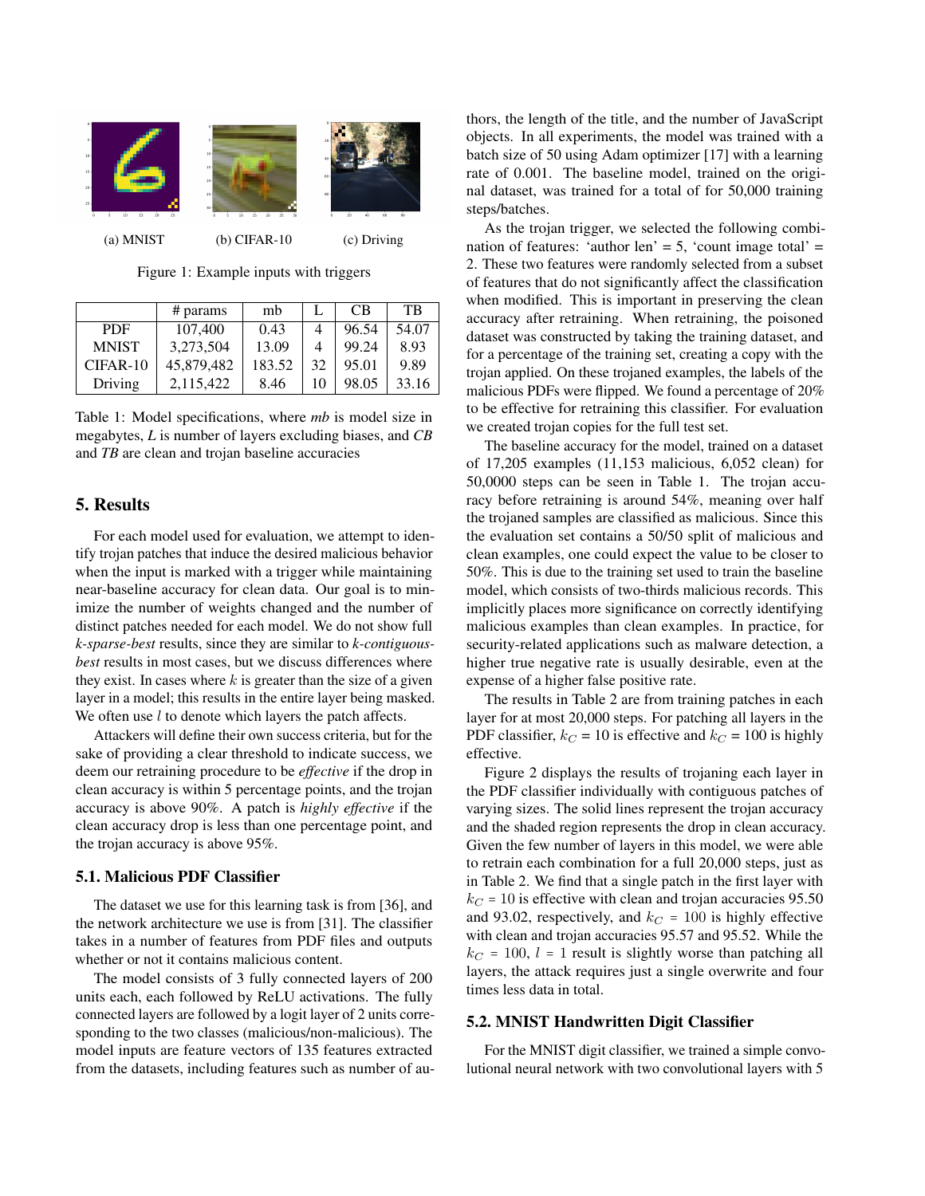(a) MNIST (b) CIFAR-10 (c) Driving

Figure 1: Example inputs with triggers

| | # params | mb | L | CB | TB |
|---|---|---|---|---|---|
| PDF | 107,400 | 0.43 | 4 | 96.54 | 54.07 |
| MNIST | 3,273,504 | 13.09 | 4 | 99.24 | 8.93 |
| CIFAR-10 | 45,879,482 | 183.52 | 32 | 95.01 | 9.89 |
| Driving | 2,115,422 | 8.46 | 10 | 98.05 | 33.16 |

Table 1: Model specifications, where *mb* is model size in megabytes, *L* is number of layers excluding biases, and *CB* and *TB* are clean and trojan baseline accuracies

## 5. Results

For each model used for evaluation, we attempt to identify trojan patches that induce the desired malicious behavior when the input is marked with a trigger while maintaining near-baseline accuracy for clean data. Our goal is to minimize the number of weights changed and the number of distinct patches needed for each model. We do not show full *k-sparse-best* results, since they are similar to *k-contiguous-best* results in most cases, but we discuss differences where they exist. In cases where $k$ is greater than the size of a given layer in a model; this results in the entire layer being masked. We often use $l$ to denote which layers the patch affects.

Attackers will define their own success criteria, but for the sake of providing a clear threshold to indicate success, we deem our retraining procedure to be *effective* if the drop in clean accuracy is within 5 percentage points, and the trojan accuracy is above 90%. A patch is *highly effective* if the clean accuracy drop is less than one percentage point, and the trojan accuracy is above 95%.

### 5.1. Malicious PDF Classifier

The dataset we use for this learning task is from [36], and the network architecture we use is from [31]. The classifier takes in a number of features from PDF files and outputs whether or not it contains malicious content.

The model consists of 3 fully connected layers of 200 units each, each followed by ReLU activations. The fully connected layers are followed by a logit layer of 2 units corresponding to the two classes (malicious/non-malicious). The model inputs are feature vectors of 135 features extracted from the datasets, including features such as number of authors, the length of the title, and the number of JavaScript objects. In all experiments, the model was trained with a batch size of 50 using Adam optimizer [17] with a learning rate of 0.001. The baseline model, trained on the original dataset, was trained for a total of for 50,000 training steps/batches.

As the trojan trigger, we selected the following combination of features: 'author len' = 5, 'count image total' = 2. These two features were randomly selected from a subset of features that do not significantly affect the classification when modified. This is important in preserving the clean accuracy after retraining. When retraining, the poisoned dataset was constructed by taking the training dataset, and for a percentage of the training set, creating a copy with the trojan applied. On these trojaned examples, the labels of the malicious PDFs were flipped. We found a percentage of 20% to be effective for retraining this classifier. For evaluation we created trojan copies for the full test set.

The baseline accuracy for the model, trained on a dataset of 17,205 examples (11,153 malicious, 6,052 clean) for 50,0000 steps can be seen in Table 1. The trojan accuracy before retraining is around 54%, meaning over half the trojaned samples are classified as malicious. Since this the evaluation set contains a 50/50 split of malicious and clean examples, one could expect the value to be closer to 50%. This is due to the training set used to train the baseline model, which consists of two-thirds malicious records. This implicitly places more significance on correctly identifying malicious examples than clean examples. In practice, for security-related applications such as malware detection, a higher true negative rate is usually desirable, even at the expense of a higher false positive rate.

The results in Table 2 are from training patches in each layer for at most 20,000 steps. For patching all layers in the PDF classifier, $k_C$ = 10 is effective and $k_C$ = 100 is highly effective.

Figure 2 displays the results of trojaning each layer in the PDF classifier individually with contiguous patches of varying sizes. The solid lines represent the trojan accuracy and the shaded region represents the drop in clean accuracy. Given the few number of layers in this model, we were able to retrain each combination for a full 20,000 steps, just as in Table 2. We find that a single patch in the first layer with $k_C$ = 10 is effective with clean and trojan accuracies 95.50 and 93.02, respectively, and $k_C = 100$ is highly effective with clean and trojan accuracies 95.57 and 95.52. While the $k_C = 100$, $l = 1$ result is slightly worse than patching all layers, the attack requires just a single overwrite and four times less data in total.

### 5.2. MNIST Handwritten Digit Classifier

For the MNIST digit classifier, we trained a simple convolutional neural network with two convolutional layers with 5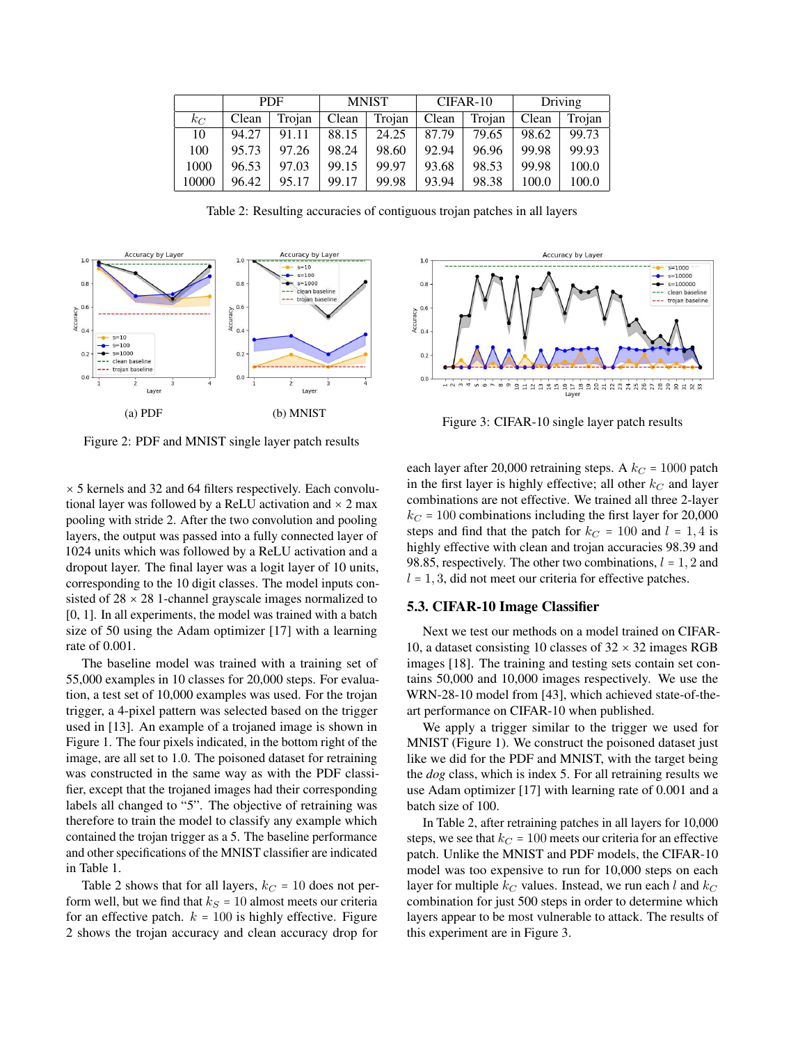| | PDF | | MNIST | | CIFAR-10 | | Driving | |
|---|---|---|---|---|---|---|---|---|
| $k_C$ | Clean | Trojan | Clean | Trojan | Clean | Trojan | Clean | Trojan |
| 10 | 94.27 | 91.11 | 88.15 | 24.25 | 87.79 | 79.65 | 98.62 | 99.73 |
| 100 | 95.73 | 97.26 | 98.24 | 98.60 | 92.94 | 96.96 | 99.98 | 99.93 |
| 1000 | 96.53 | 97.03 | 99.15 | 99.97 | 93.68 | 98.53 | 99.98 | 100.0 |
| 10000 | 96.42 | 95.17 | 99.17 | 99.98 | 93.94 | 98.38 | 100.0 | 100.0 |

Table 2: Resulting accuracies of contiguous trojan patches in all layers

(a) PDF

(b) MNIST

Figure 2: PDF and MNIST single layer patch results

Figure 3: CIFAR-10 single layer patch results

$\times$ 5 kernels and 32 and 64 filters respectively. Each convolutional layer was followed by a ReLU activation and $\times$ 2 max pooling with stride 2. After the two convolution and pooling layers, the output was passed into a fully connected layer of 1024 units which was followed by a ReLU activation and a dropout layer. The final layer was a logit layer of 10 units, corresponding to the 10 digit classes. The model inputs consisted of 28 $\times$ 28 1-channel grayscale images normalized to [0, 1]. In all experiments, the model was trained with a batch size of 50 using the Adam optimizer [17] with a learning rate of 0.001.

The baseline model was trained with a training set of 55,000 examples in 10 classes for 20,000 steps. For evaluation, a test set of 10,000 examples was used. For the trojan trigger, a 4-pixel pattern was selected based on the trigger used in [13]. An example of a trojaned image is shown in Figure 1. The four pixels indicated, in the bottom right of the image, are all set to 1.0. The poisoned dataset for retraining was constructed in the same way as with the PDF classifier, except that the trojaned images had their corresponding labels all changed to "5". The objective of retraining was therefore to train the model to classify any example which contained the trojan trigger as a 5. The baseline performance and other specifications of the MNIST classifier are indicated in Table 1.

Table 2 shows that for all layers, $k_C$ = 10 does not perform well, but we find that $k_S$ = 10 almost meets our criteria for an effective patch. $k$ = 100 is highly effective. Figure 2 shows the trojan accuracy and clean accuracy drop for each layer after 20,000 retraining steps. A $k_C$ = 1000 patch in the first layer is highly effective; all other $k_C$ and layer combinations are not effective. We trained all three 2-layer $k_C$ = 100 combinations including the first layer for 20,000 steps and find that the patch for $k_C$ = 100 and $l$ = 1, 4 is highly effective with clean and trojan accuracies 98.39 and 98.85, respectively. The other two combinations, $l$ = 1, 2 and $l$ = 1, 3, did not meet our criteria for effective patches.

### 5.3. CIFAR-10 Image Classifier

Next we test our methods on a model trained on CIFAR-10, a dataset consisting 10 classes of 32 $\times$ 32 images RGB images [18]. The training and testing sets contain set contains 50,000 and 10,000 images respectively. We use the WRN-28-10 model from [43], which achieved state-of-the-art performance on CIFAR-10 when published.

We apply a trigger similar to the trigger we used for MNIST (Figure 1). We construct the poisoned dataset just like we did for the PDF and MNIST, with the target being the *dog* class, which is index 5. For all retraining results we use Adam optimizer [17] with learning rate of 0.001 and a batch size of 100.

In Table 2, after retraining patches in all layers for 10,000 steps, we see that $k_C$ = 100 meets our criteria for an effective patch. Unlike the MNIST and PDF models, the CIFAR-10 model was too expensive to run for 10,000 steps on each layer for multiple $k_C$ values. Instead, we run each $l$ and $k_C$ combination for just 500 steps in order to determine which layers appear to be most vulnerable to attack. The results of this experiment are in Figure 3.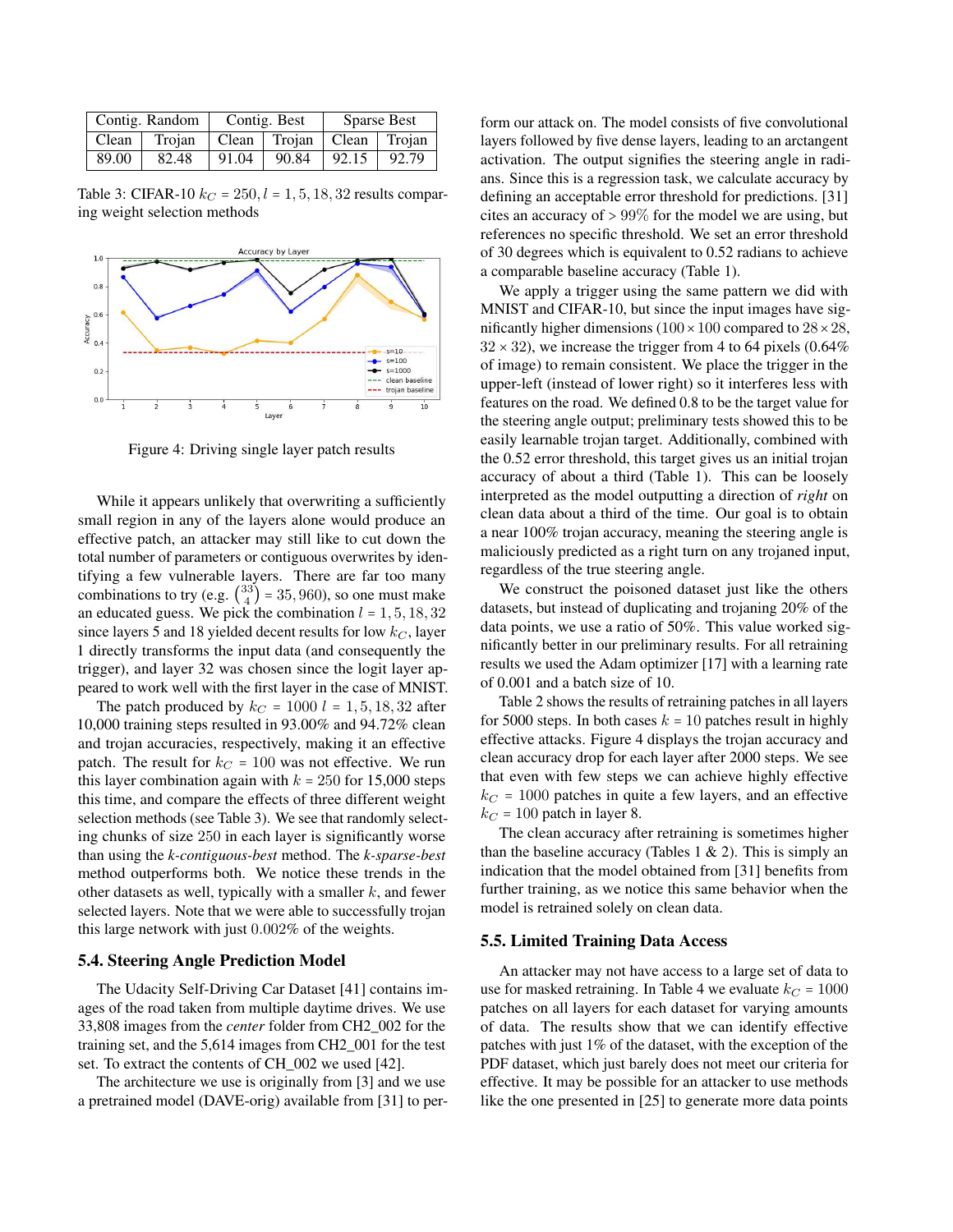| Contig. Random | | Contig. Best | | Sparse Best | |
|---|---|---|---|---|---|
| Clean | Trojan | Clean | Trojan | Clean | Trojan |
| 89.00 | 82.48 | 91.04 | 90.84 | 92.15 | 92.79 |

Table 3: CIFAR-10 $k_C = 250, l = 1, 5, 18, 32$ results comparing weight selection methods

Figure 4: Driving single layer patch results

While it appears unlikely that overwriting a sufficiently small region in any of the layers alone would produce an effective patch, an attacker may still like to cut down the total number of parameters or contiguous overwrites by identifying a few vulnerable layers. There are far too many combinations to try (e.g. $\binom{33}{4} = 35,960$), so one must make an educated guess. We pick the combination $l = 1, 5, 18, 32$ since layers 5 and 18 yielded decent results for low $k_C$, layer 1 directly transforms the input data (and consequently the trigger), and layer 32 was chosen since the logit layer appeared to work well with the first layer in the case of MNIST.

The patch produced by $k_C = 1000$ $l = 1, 5, 18, 32$ after 10,000 training steps resulted in 93.00% and 94.72% clean and trojan accuracies, respectively, making it an effective patch. The result for $k_C = 100$ was not effective. We run this layer combination again with $k = 250$ for 15,000 steps this time, and compare the effects of three different weight selection methods (see Table 3). We see that randomly selecting chunks of size 250 in each layer is significantly worse than using the *k-contiguous-best* method. The *k-sparse-best* method outperforms both. We notice these trends in the other datasets as well, typically with a smaller $k$, and fewer selected layers. Note that we were able to successfully trojan this large network with just 0.002% of the weights.

### 5.4. Steering Angle Prediction Model

The Udacity Self-Driving Car Dataset [41] contains images of the road taken from multiple daytime drives. We use 33,808 images from the *center* folder from CH2_002 for the training set, and the 5,614 images from CH2_001 for the test set. To extract the contents of CH_002 we used [42].

The architecture we use is originally from [3] and we use a pretrained model (DAVE-orig) available from [31] to perform our attack on. The model consists of five convolutional layers followed by five dense layers, leading to an arctangent activation. The output signifies the steering angle in radians. Since this is a regression task, we calculate accuracy by defining an acceptable error threshold for predictions. [31] cites an accuracy of $> 99\%$ for the model we are using, but references no specific threshold. We set an error threshold of 30 degrees which is equivalent to 0.52 radians to achieve a comparable baseline accuracy (Table 1).

We apply a trigger using the same pattern we did with MNIST and CIFAR-10, but since the input images have significantly higher dimensions ($100 \times 100$ compared to $28 \times 28$, $32 \times 32$), we increase the trigger from 4 to 64 pixels (0.64% of image) to remain consistent. We place the trigger in the upper-left (instead of lower right) so it interferes less with features on the road. We defined 0.8 to be the target value for the steering angle output; preliminary tests showed this to be easily learnable trojan target. Additionally, combined with the 0.52 error threshold, this target gives us an initial trojan accuracy of about a third (Table 1). This can be loosely interpreted as the model outputting a direction of *right* on clean data about a third of the time. Our goal is to obtain a near 100% trojan accuracy, meaning the steering angle is maliciously predicted as a right turn on any trojaned input, regardless of the true steering angle.

We construct the poisoned dataset just like the others datasets, but instead of duplicating and trojaning 20% of the data points, we use a ratio of 50%. This value worked significantly better in our preliminary results. For all retraining results we used the Adam optimizer [17] with a learning rate of 0.001 and a batch size of 10.

Table 2 shows the results of retraining patches in all layers for 5000 steps. In both cases $k = 10$ patches result in highly effective attacks. Figure 4 displays the trojan accuracy and clean accuracy drop for each layer after 2000 steps. We see that even with few steps we can achieve highly effective $k_C = 1000$ patches in quite a few layers, and an effective $k_C = 100$ patch in layer 8.

The clean accuracy after retraining is sometimes higher than the baseline accuracy (Tables 1 & 2). This is simply an indication that the model obtained from [31] benefits from further training, as we notice this same behavior when the model is retrained solely on clean data.

### 5.5. Limited Training Data Access

An attacker may not have access to a large set of data to use for masked retraining. In Table 4 we evaluate $k_C = 1000$ patches on all layers for each dataset for varying amounts of data. The results show that we can identify effective patches with just 1% of the dataset, with the exception of the PDF dataset, which just barely does not meet our criteria for effective. It may be possible for an attacker to use methods like the one presented in [25] to generate more data points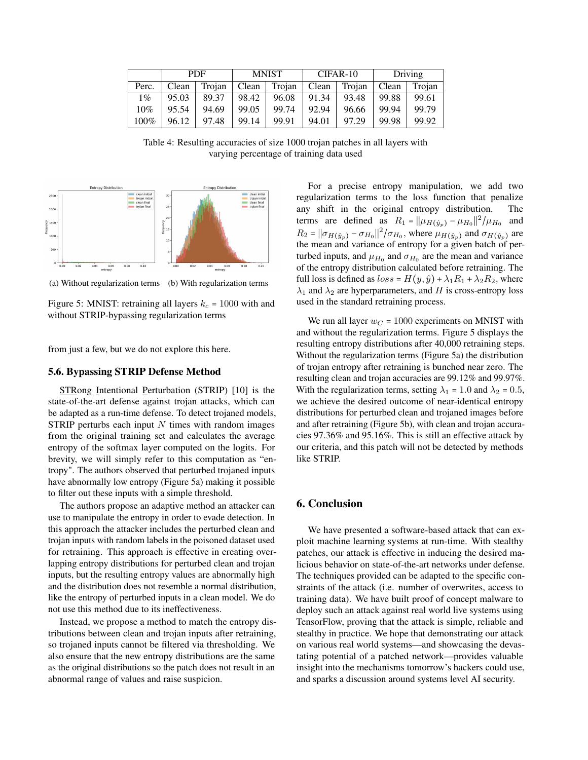| | PDF | | MNIST | | CIFAR-10 | | Driving | |
|---|---|---|---|---|---|---|---|---|
| Perc. | Clean | Trojan | Clean | Trojan | Clean | Trojan | Clean | Trojan |
| 1% | 95.03 | 89.37 | 98.42 | 96.08 | 91.34 | 93.48 | 99.88 | 99.61 |
| 10% | 95.54 | 94.69 | 99.05 | 99.74 | 92.94 | 96.66 | 99.94 | 99.79 |
| 100% | 96.12 | 97.48 | 99.14 | 99.91 | 94.01 | 97.29 | 99.98 | 99.92 |

Table 4: Resulting accuracies of size 1000 trojan patches in all layers with varying percentage of training data used

(a) Without regularization terms (b) With regularization terms

Figure 5: MNIST: retraining all layers $k_c = 1000$ with and without STRIP-bypassing regularization terms

from just a few, but we do not explore this here.

### 5.6. Bypassing STRIP Defense Method

STRong Intentional Perturbation (STRIP) [10] is the state-of-the-art defense against trojan attacks, which can be adapted as a run-time defense. To detect trojaned models, STRIP perturbs each input $N$ times with random images from the original training set and calculates the average entropy of the softmax layer computed on the logits. For brevity, we will simply refer to this computation as "entropy". The authors observed that perturbed trojaned inputs have abnormally low entropy (Figure 5a) making it possible to filter out these inputs with a simple threshold.

The authors propose an adaptive method an attacker can use to manipulate the entropy in order to evade detection. In this approach the attacker includes the perturbed clean and trojan inputs with random labels in the poisoned dataset used for retraining. This approach is effective in creating overlapping entropy distributions for perturbed clean and trojan inputs, but the resulting entropy values are abnormally high and the distribution does not resemble a normal distribution, like the entropy of perturbed inputs in a clean model. We do not use this method due to its ineffectiveness.

Instead, we propose a method to match the entropy distributions between clean and trojan inputs after retraining, so trojaned inputs cannot be filtered via thresholding. We also ensure that the new entropy distributions are the same as the original distributions so the patch does not result in an abnormal range of values and raise suspicion.

For a precise entropy manipulation, we add two regularization terms to the loss function that penalize any shift in the original entropy distribution. The terms are defined as $R_1 = \|\mu_{H(\hat{y}_p)} - \mu_{H_0}\|^2/\mu_{H_0}$ and $R_2 = \|\sigma_{H(\hat{y}_p)} - \sigma_{H_0}\|^2/\sigma_{H_0}$, where $\mu_{H(\hat{y}_p)}$ and $\sigma_{H(\hat{y}_p)}$ are the mean and variance of entropy for a given batch of perturbed inputs, and $\mu_{H_0}$ and $\sigma_{H_0}$ are the mean and variance of the entropy distribution calculated before retraining. The full loss is defined as $loss = H(y, \hat{y}) + \lambda_1 R_1 + \lambda_2 R_2$, where $\lambda_1$ and $\lambda_2$ are hyperparameters, and $H$ is cross-entropy loss used in the standard retraining process.

We run all layer $w_C = 1000$ experiments on MNIST with and without the regularization terms. Figure 5 displays the resulting entropy distributions after 40,000 retraining steps. Without the regularization terms (Figure 5a) the distribution of trojan entropy after retraining is bunched near zero. The resulting clean and trojan accuracies are 99.12% and 99.97%. With the regularization terms, setting $\lambda_1 = 1.0$ and $\lambda_2 = 0.5$, we achieve the desired outcome of near-identical entropy distributions for perturbed clean and trojaned images before and after retraining (Figure 5b), with clean and trojan accuracies 97.36% and 95.16%. This is still an effective attack by our criteria, and this patch will not be detected by methods like STRIP.

## 6. Conclusion

We have presented a software-based attack that can exploit machine learning systems at run-time. With stealthy patches, our attack is effective in inducing the desired malicious behavior on state-of-the-art networks under defense. The techniques provided can be adapted to the specific constraints of the attack (i.e. number of overwrites, access to training data). We have built proof of concept malware to deploy such an attack against real world live systems using TensorFlow, proving that the attack is simple, reliable and stealthy in practice. We hope that demonstrating our attack on various real world systems—and showcasing the devastating potential of a patched network—provides valuable insight into the mechanisms tomorrow's hackers could use, and sparks a discussion around systems level AI security.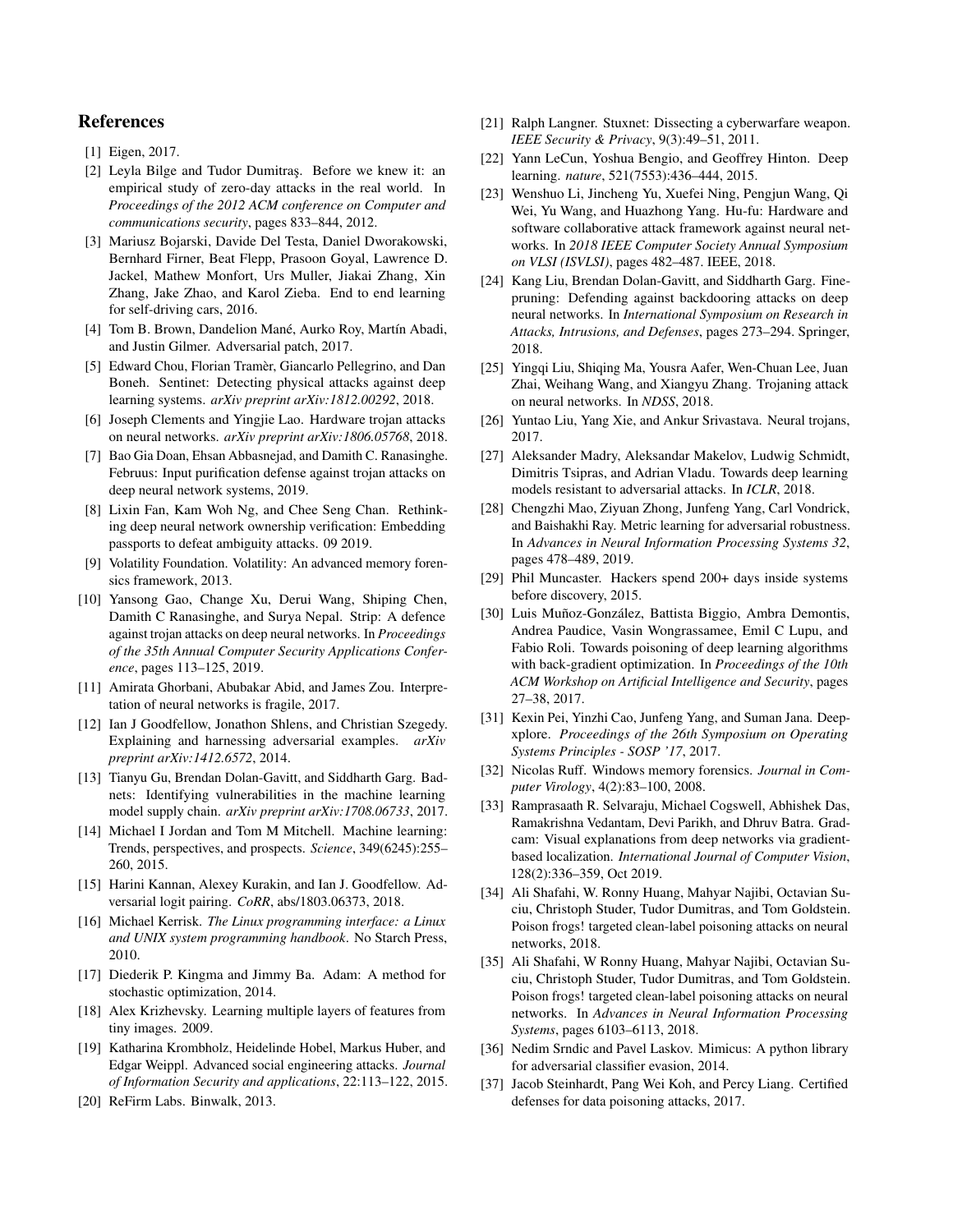## References

[1] Eigen, 2017.

[2] Leyla Bilge and Tudor Dumitraş. Before we knew it: an empirical study of zero-day attacks in the real world. In *Proceedings of the 2012 ACM conference on Computer and communications security*, pages 833–844, 2012.

[3] Mariusz Bojarski, Davide Del Testa, Daniel Dworakowski, Bernhard Firner, Beat Flepp, Prasoon Goyal, Lawrence D. Jackel, Mathew Monfort, Urs Muller, Jiakai Zhang, Xin Zhang, Jake Zhao, and Karol Zieba. End to end learning for self-driving cars, 2016.

[4] Tom B. Brown, Dandelion Mané, Aurko Roy, Martín Abadi, and Justin Gilmer. Adversarial patch, 2017.

[5] Edward Chou, Florian Tramèr, Giancarlo Pellegrino, and Dan Boneh. Sentinet: Detecting physical attacks against deep learning systems. *arXiv preprint arXiv:1812.00292*, 2018.

[6] Joseph Clements and Yingjie Lao. Hardware trojan attacks on neural networks. *arXiv preprint arXiv:1806.05768*, 2018.

[7] Bao Gia Doan, Ehsan Abbasnejad, and Damith C. Ranasinghe. Februus: Input purification defense against trojan attacks on deep neural network systems, 2019.

[8] Lixin Fan, Kam Woh Ng, and Chee Seng Chan. Rethinking deep neural network ownership verification: Embedding passports to defeat ambiguity attacks. 09 2019.

[9] Volatility Foundation. Volatility: An advanced memory forensics framework, 2013.

[10] Yansong Gao, Change Xu, Derui Wang, Shiping Chen, Damith C Ranasinghe, and Surya Nepal. Strip: A defence against trojan attacks on deep neural networks. In *Proceedings of the 35th Annual Computer Security Applications Conference*, pages 113–125, 2019.

[11] Amirata Ghorbani, Abubakar Abid, and James Zou. Interpretation of neural networks is fragile, 2017.

[12] Ian J Goodfellow, Jonathon Shlens, and Christian Szegedy. Explaining and harnessing adversarial examples. *arXiv preprint arXiv:1412.6572*, 2014.

[13] Tianyu Gu, Brendan Dolan-Gavitt, and Siddharth Garg. Badnets: Identifying vulnerabilities in the machine learning model supply chain. *arXiv preprint arXiv:1708.06733*, 2017.

[14] Michael I Jordan and Tom M Mitchell. Machine learning: Trends, perspectives, and prospects. *Science*, 349(6245):255–260, 2015.

[15] Harini Kannan, Alexey Kurakin, and Ian J. Goodfellow. Adversarial logit pairing. *CoRR*, abs/1803.06373, 2018.

[16] Michael Kerrisk. *The Linux programming interface: a Linux and UNIX system programming handbook*. No Starch Press, 2010.

[17] Diederik P. Kingma and Jimmy Ba. Adam: A method for stochastic optimization, 2014.

[18] Alex Krizhevsky. Learning multiple layers of features from tiny images. 2009.

[19] Katharina Krombholz, Heidelinde Hobel, Markus Huber, and Edgar Weippl. Advanced social engineering attacks. *Journal of Information Security and applications*, 22:113–122, 2015.

[20] ReFirm Labs. Binwalk, 2013.

[21] Ralph Langner. Stuxnet: Dissecting a cyberwarfare weapon. *IEEE Security & Privacy*, 9(3):49–51, 2011.

[22] Yann LeCun, Yoshua Bengio, and Geoffrey Hinton. Deep learning. *nature*, 521(7553):436–444, 2015.

[23] Wenshuo Li, Jincheng Yu, Xuefei Ning, Pengjun Wang, Qi Wei, Yu Wang, and Huazhong Yang. Hu-fu: Hardware and software collaborative attack framework against neural networks. In *2018 IEEE Computer Society Annual Symposium on VLSI (ISVLSI)*, pages 482–487. IEEE, 2018.

[24] Kang Liu, Brendan Dolan-Gavitt, and Siddharth Garg. Fine-pruning: Defending against backdooring attacks on deep neural networks. In *International Symposium on Research in Attacks, Intrusions, and Defenses*, pages 273–294. Springer, 2018.

[25] Yingqi Liu, Shiqing Ma, Yousra Aafer, Wen-Chuan Lee, Juan Zhai, Weihang Wang, and Xiangyu Zhang. Trojaning attack on neural networks. In *NDSS*, 2018.

[26] Yuntao Liu, Yang Xie, and Ankur Srivastava. Neural trojans, 2017.

[27] Aleksander Madry, Aleksandar Makelov, Ludwig Schmidt, Dimitris Tsipras, and Adrian Vladu. Towards deep learning models resistant to adversarial attacks. In *ICLR*, 2018.

[28] Chengzhi Mao, Ziyuan Zhong, Junfeng Yang, Carl Vondrick, and Baishakhi Ray. Metric learning for adversarial robustness. In *Advances in Neural Information Processing Systems 32*, pages 478–489, 2019.

[29] Phil Muncaster. Hackers spend 200+ days inside systems before discovery, 2015.

[30] Luis Muñoz-González, Battista Biggio, Ambra Demontis, Andrea Paudice, Vasin Wongrassamee, Emil C Lupu, and Fabio Roli. Towards poisoning of deep learning algorithms with back-gradient optimization. In *Proceedings of the 10th ACM Workshop on Artificial Intelligence and Security*, pages 27–38, 2017.

[31] Kexin Pei, Yinzhi Cao, Junfeng Yang, and Suman Jana. Deepxplore. *Proceedings of the 26th Symposium on Operating Systems Principles - SOSP '17*, 2017.

[32] Nicolas Ruff. Windows memory forensics. *Journal in Computer Virology*, 4(2):83–100, 2008.

[33] Ramprasaath R. Selvaraju, Michael Cogswell, Abhishek Das, Ramakrishna Vedantam, Devi Parikh, and Dhruv Batra. Grad-cam: Visual explanations from deep networks via gradient-based localization. *International Journal of Computer Vision*, 128(2):336–359, Oct 2019.

[34] Ali Shafahi, W. Ronny Huang, Mahyar Najibi, Octavian Suciu, Christoph Studer, Tudor Dumitras, and Tom Goldstein. Poison frogs! targeted clean-label poisoning attacks on neural networks, 2018.

[35] Ali Shafahi, W Ronny Huang, Mahyar Najibi, Octavian Suciu, Christoph Studer, Tudor Dumitras, and Tom Goldstein. Poison frogs! targeted clean-label poisoning attacks on neural networks. In *Advances in Neural Information Processing Systems*, pages 6103–6113, 2018.

[36] Nedim Srndic and Pavel Laskov. Mimicus: A python library for adversarial classifier evasion, 2014.

[37] Jacob Steinhardt, Pang Wei Koh, and Percy Liang. Certified defenses for data poisoning attacks, 2017.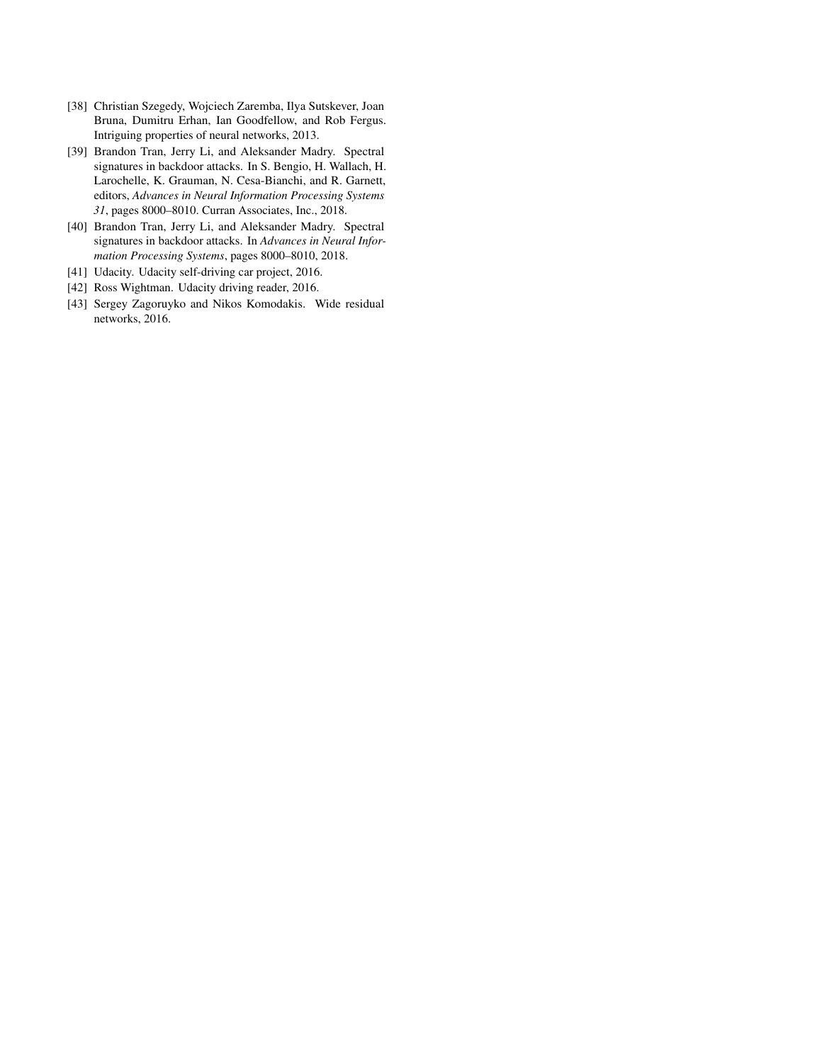[38] Christian Szegedy, Wojciech Zaremba, Ilya Sutskever, Joan Bruna, Dumitru Erhan, Ian Goodfellow, and Rob Fergus. Intriguing properties of neural networks, 2013.

[39] Brandon Tran, Jerry Li, and Aleksander Madry. Spectral signatures in backdoor attacks. In S. Bengio, H. Wallach, H. Larochelle, K. Grauman, N. Cesa-Bianchi, and R. Garnett, editors, *Advances in Neural Information Processing Systems 31*, pages 8000–8010. Curran Associates, Inc., 2018.

[40] Brandon Tran, Jerry Li, and Aleksander Madry. Spectral signatures in backdoor attacks. In *Advances in Neural Information Processing Systems*, pages 8000–8010, 2018.

[41] Udacity. Udacity self-driving car project, 2016.

[42] Ross Wightman. Udacity driving reader, 2016.

[43] Sergey Zagoruyko and Nikos Komodakis. Wide residual networks, 2016.